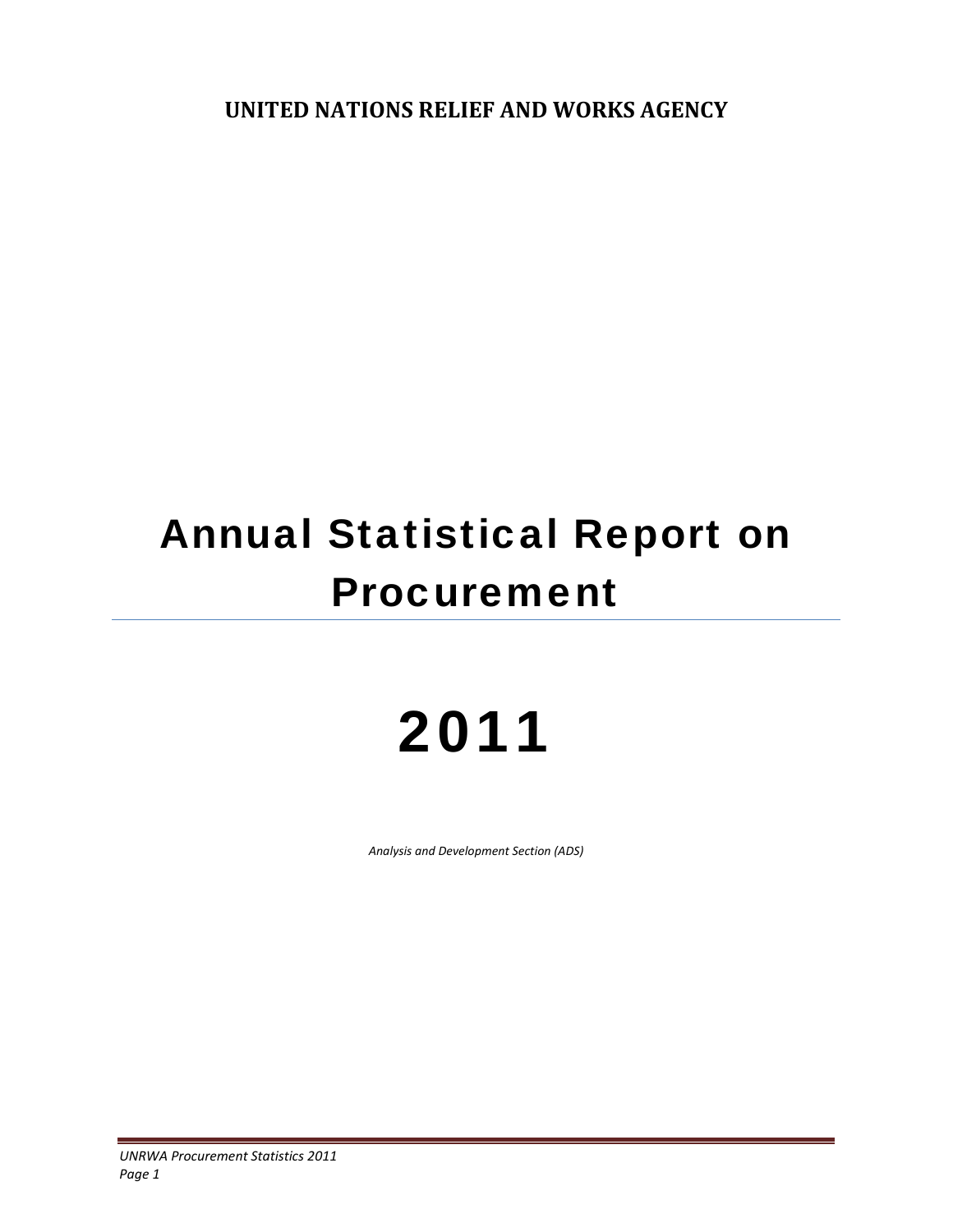**UNITED NATIONS RELIEF AND WORKS AGENCY**

# Annual Statistical Report on Procurement

# 2011

*Analysis and Development Section (ADS)*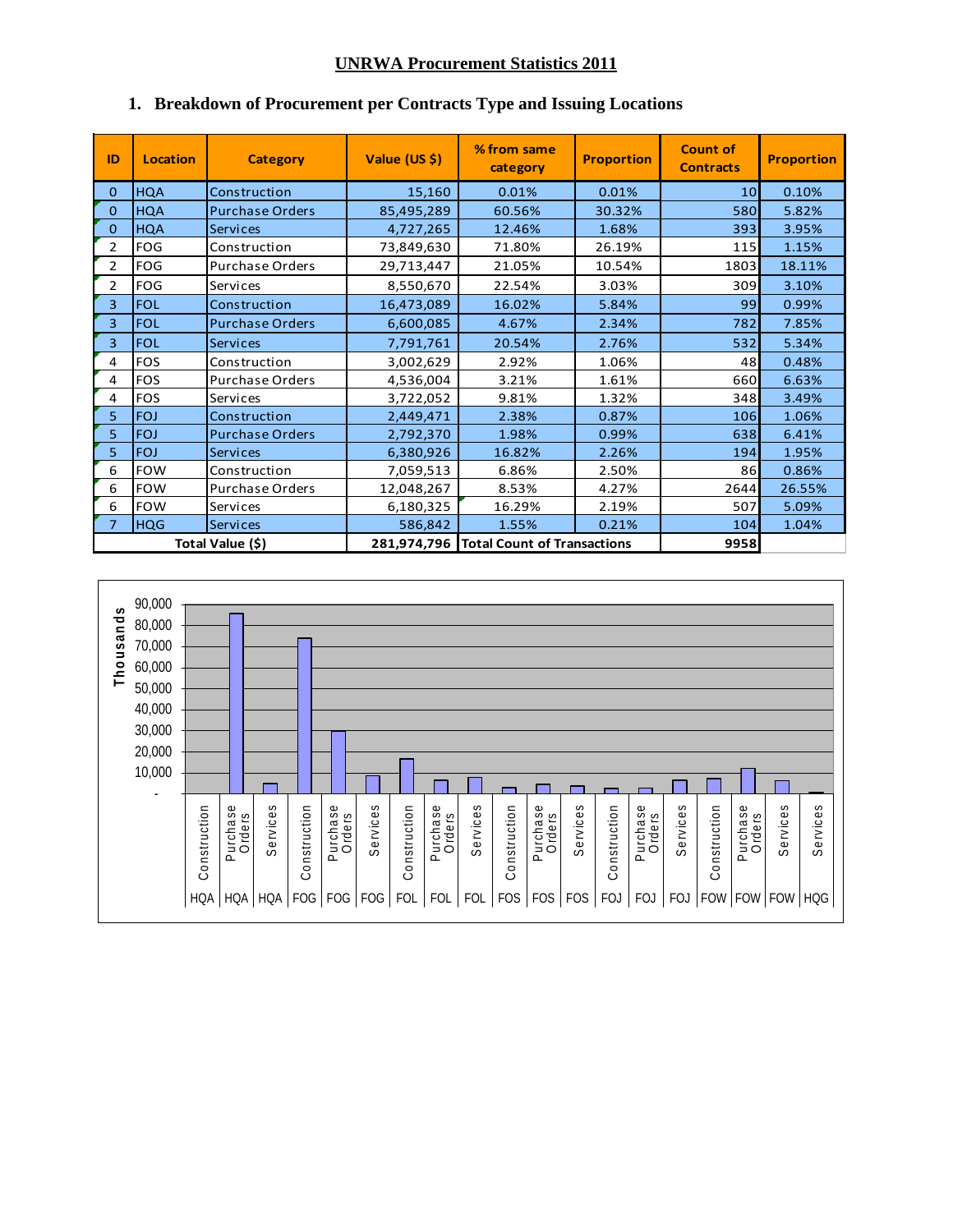# UNRWA Procurement Statistics 2011

## 1. Breakdown of Procurement per Contracts Type and Issuing Locations

| ID | Location | Category | Value (US $) | % from same category | Proportion | Count of Contracts | Proportion |
|---|---|---|---|---|---|---|---|
| 0 | HQA | Construction | 15,160 | 0.01% | 0.01% | 10 | 0.10% |
| 0 | HQA | Purchase Orders | 85,495,289 | 60.56% | 30.32% | 580 | 5.82% |
| 0 | HQA | Services | 4,727,265 | 12.46% | 1.68% | 393 | 3.95% |
| 2 | FOG | Construction | 73,849,630 | 71.80% | 26.19% | 115 | 1.15% |
| 2 | FOG | Purchase Orders | 29,713,447 | 21.05% | 10.54% | 1803 | 18.11% |
| 2 | FOG | Services | 8,550,670 | 22.54% | 3.03% | 309 | 3.10% |
| 3 | FOL | Construction | 16,473,089 | 16.02% | 5.84% | 99 | 0.99% |
| 3 | FOL | Purchase Orders | 6,600,085 | 4.67% | 2.34% | 782 | 7.85% |
| 3 | FOL | Services | 7,791,761 | 20.54% | 2.76% | 532 | 5.34% |
| 4 | FOS | Construction | 3,002,629 | 2.92% | 1.06% | 48 | 0.48% |
| 4 | FOS | Purchase Orders | 4,536,004 | 3.21% | 1.61% | 660 | 6.63% |
| 4 | FOS | Services | 3,722,052 | 9.81% | 1.32% | 348 | 3.49% |
| 5 | FOJ | Construction | 2,449,471 | 2.38% | 0.87% | 106 | 1.06% |
| 5 | FOJ | Purchase Orders | 2,792,370 | 1.98% | 0.99% | 638 | 6.41% |
| 5 | FOJ | Services | 6,380,926 | 16.82% | 2.26% | 194 | 1.95% |
| 6 | FOW | Construction | 7,059,513 | 6.86% | 2.50% | 86 | 0.86% |
| 6 | FOW | Purchase Orders | 12,048,267 | 8.53% | 4.27% | 2644 | 26.55% |
| 6 | FOW | Services | 6,180,325 | 16.29% | 2.19% | 507 | 5.09% |
| 7 | HQG | Services | 586,842 | 1.55% | 0.21% | 104 | 1.04% |
| Total Value ($) | | | 281,974,796 | Total Count of Transactions | | 9958 | |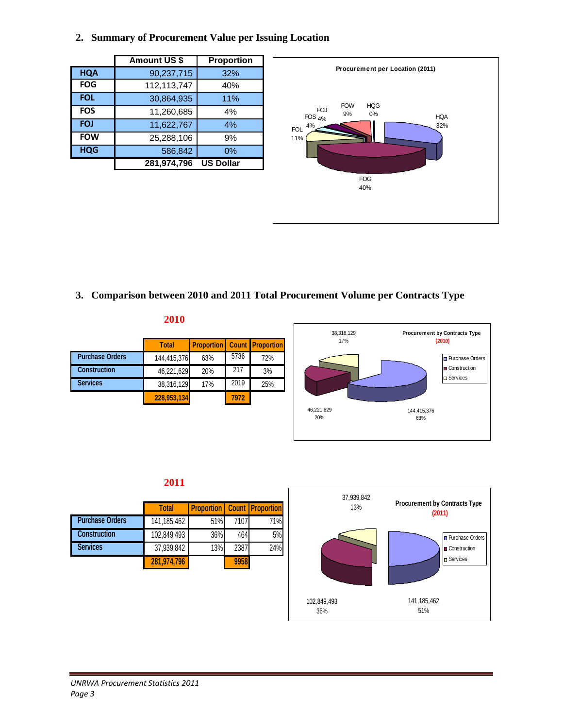## 2. Summary of Procurement Value per Issuing Location

| | Amount US $ | Proportion |
|---|---|---|
| HQA | 90,237,715 | 32% |
| FOG | 112,113,747 | 40% |
| FOL | 30,864,935 | 11% |
| FOS | 11,260,685 | 4% |
| FOJ | 11,622,767 | 4% |
| FOW | 25,288,106 | 9% |
| HQG | 586,842 | 0% |
| | 281,974,796 | US Dollar |

## 3. Comparison between 2010 and 2011 Total Procurement Volume per Contracts Type

**2010**

| | Total | Proportion | Count | Proportion |
|---|---|---|---|---|
| Purchase Orders | 144,415,376 | 63% | 5736 | 72% |
| Construction | 46,221,629 | 20% | 217 | 3% |
| Services | 38,316,129 | 17% | 2019 | 25% |
| | 228,953,134 | | 7972 | |

**2011**

| | Total | Proportion | Count | Proportion |
|---|---|---|---|---|
| Purchase Orders | 141,185,462 | 51% | 7107 | 71% |
| Construction | 102,849,493 | 36% | 464 | 5% |
| Services | 37,939,842 | 13% | 2387 | 24% |
| | 281,974,796 | | 9958 | |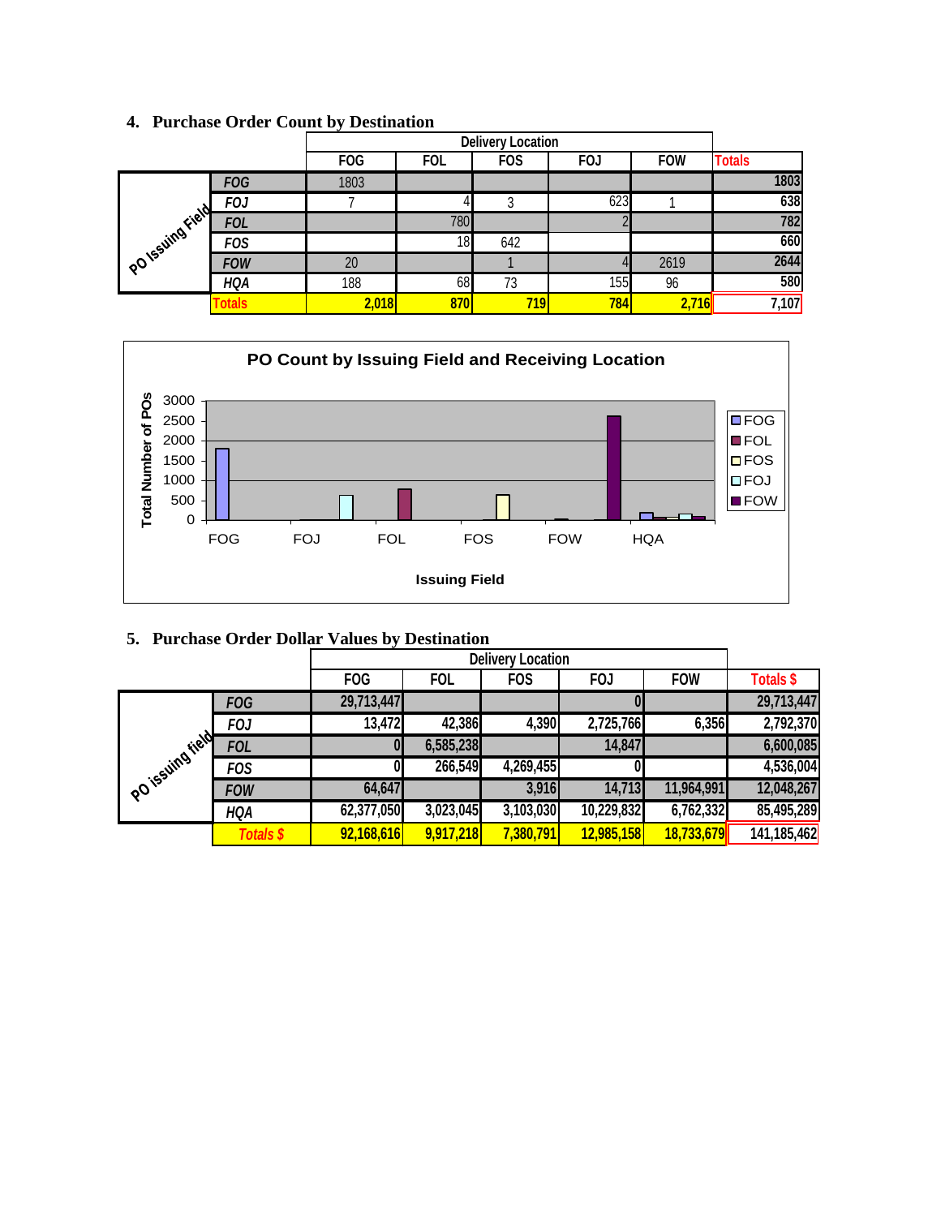### 4. Purchase Order Count by Destination

| PO Issuing Field | Delivery Location: FOG | FOL | FOS | FOJ | FOW | Totals |
|---|---|---|---|---|---|---|
| FOG | 1803 | | | | | 1803 |
| FOJ | 7 | 4 | 3 | 623 | 1 | 638 |
| FOL | | 780 | | 2 | | 782 |
| FOS | | 18 | 642 | | | 660 |
| FOW | 20 | | 1 | 4 | 2619 | 2644 |
| HQA | 188 | 68 | 73 | 155 | 96 | 580 |
| Totals | 2,018 | 870 | 719 | 784 | 2,716 | 7,107 |

**PO Count by Issuing Field and Receiving Location**

(Chart: y-axis "Total Number of POs", 0–3000; x-axis "Issuing Field": FOG, FOJ, FOL, FOS, FOW, HQA; legend: FOG, FOL, FOS, FOJ, FOW)

### 5. Purchase Order Dollar Values by Destination

| PO issuing field | Delivery Location: FOG | FOL | FOS | FOJ | FOW | Totals $ |
|---|---|---|---|---|---|---|
| FOG | 29,713,447 | | | 0 | | 29,713,447 |
| FOJ | 13,472 | 42,386 | 4,390 | 2,725,766 | 6,356 | 2,792,370 |
| FOL | 0 | 6,585,238 | | 14,847 | | 6,600,085 |
| FOS | 0 | 266,549 | 4,269,455 | 0 | | 4,536,004 |
| FOW | 64,647 | | 3,916 | 14,713 | 11,964,991 | 12,048,267 |
| HQA | 62,377,050 | 3,023,045 | 3,103,030 | 10,229,832 | 6,762,332 | 85,495,289 |
| Totals $ | 92,168,616 | 9,917,218 | 7,380,791 | 12,985,158 | 18,733,679 | 141,185,462 |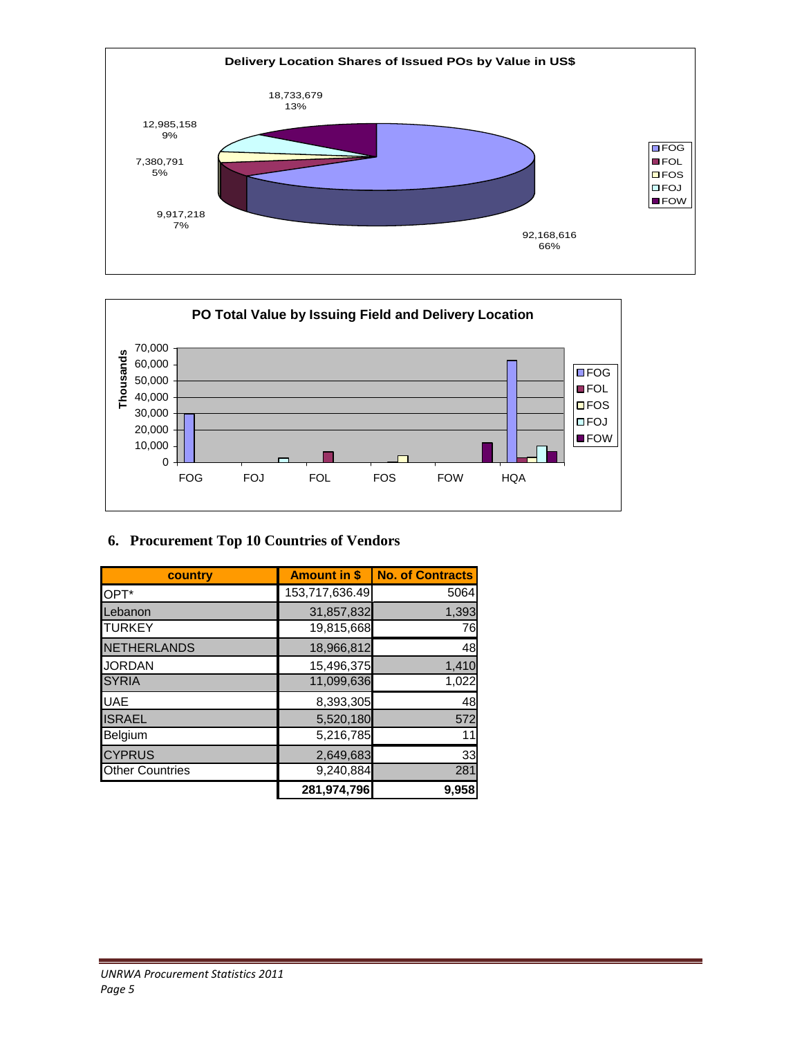**Delivery Location Shares of Issued POs by Value in US$**

| Delivery Location | Value (US$) | Share |
|---|---|---|
| FOG | 92,168,616 | 66% |
| FOL | 9,917,218 | 7% |
| FOS | 7,380,791 | 5% |
| FOJ | 12,985,158 | 9% |
| FOW | 18,733,679 | 13% |

**PO Total Value by Issuing Field and Delivery Location**

Thousands (axis: 0 – 70,000); issuing fields: FOG, FOJ, FOL, FOS, FOW, HQA; delivery locations: FOG, FOL, FOS, FOJ, FOW

## 6. Procurement Top 10 Countries of Vendors

| country | Amount in $ | No. of Contracts |
|---|---|---|
| OPT* | 153,717,636.49 | 5064 |
| Lebanon | 31,857,832 | 1,393 |
| TURKEY | 19,815,668 | 76 |
| NETHERLANDS | 18,966,812 | 48 |
| JORDAN | 15,496,375 | 1,410 |
| SYRIA | 11,099,636 | 1,022 |
| UAE | 8,393,305 | 48 |
| ISRAEL | 5,520,180 | 572 |
| Belgium | 5,216,785 | 11 |
| CYPRUS | 2,649,683 | 33 |
| Other Countries | 9,240,884 | 281 |
| | **281,974,796** | **9,958** |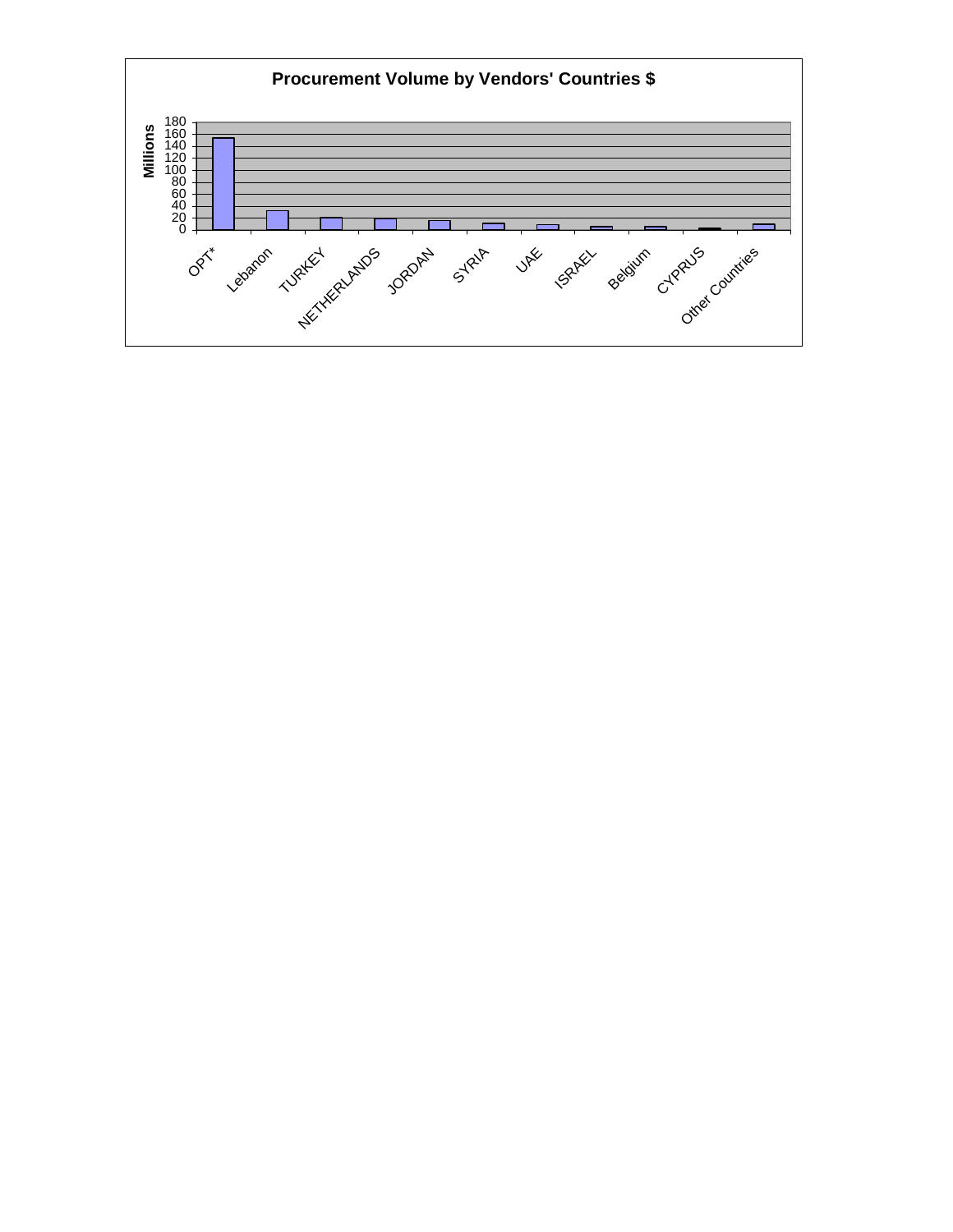**Procurement Volume by Vendors' Countries $**

Millions

180
160
140
120
100
80
60
40
20
0

OPT* | Lebanon | TURKEY | NETHERLANDS | JORDAN | SYRIA | UAE | ISRAEL | Belgium | CYPRUS | Other Countries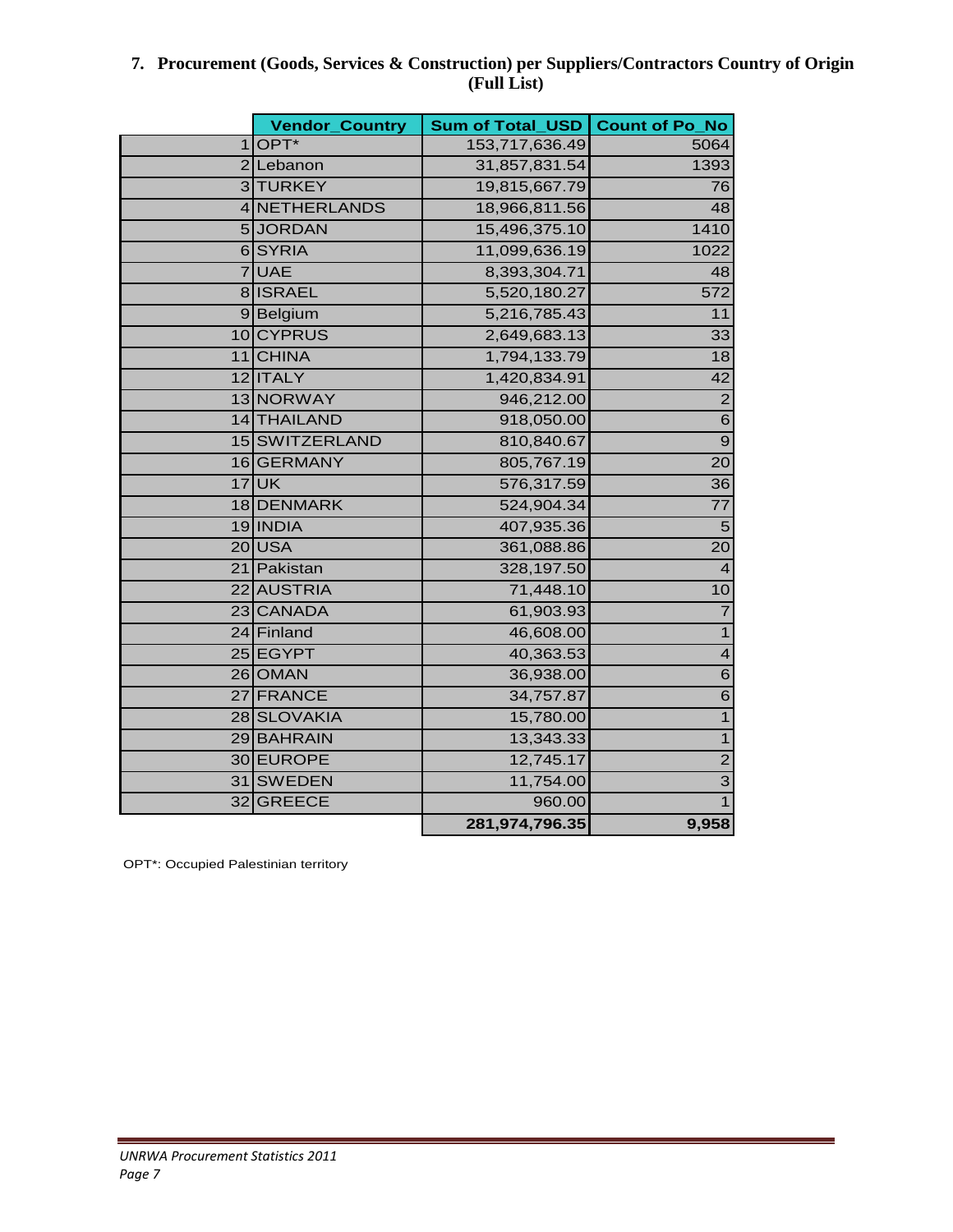## 7. Procurement (Goods, Services & Construction) per Suppliers/Contractors Country of Origin (Full List)

| | Vendor_Country | Sum of Total_USD | Count of Po_No |
|---|---|---|---|
| 1 | OPT* | 153,717,636.49 | 5064 |
| 2 | Lebanon | 31,857,831.54 | 1393 |
| 3 | TURKEY | 19,815,667.79 | 76 |
| 4 | NETHERLANDS | 18,966,811.56 | 48 |
| 5 | JORDAN | 15,496,375.10 | 1410 |
| 6 | SYRIA | 11,099,636.19 | 1022 |
| 7 | UAE | 8,393,304.71 | 48 |
| 8 | ISRAEL | 5,520,180.27 | 572 |
| 9 | Belgium | 5,216,785.43 | 11 |
| 10 | CYPRUS | 2,649,683.13 | 33 |
| 11 | CHINA | 1,794,133.79 | 18 |
| 12 | ITALY | 1,420,834.91 | 42 |
| 13 | NORWAY | 946,212.00 | 2 |
| 14 | THAILAND | 918,050.00 | 6 |
| 15 | SWITZERLAND | 810,840.67 | 9 |
| 16 | GERMANY | 805,767.19 | 20 |
| 17 | UK | 576,317.59 | 36 |
| 18 | DENMARK | 524,904.34 | 77 |
| 19 | INDIA | 407,935.36 | 5 |
| 20 | USA | 361,088.86 | 20 |
| 21 | Pakistan | 328,197.50 | 4 |
| 22 | AUSTRIA | 71,448.10 | 10 |
| 23 | CANADA | 61,903.93 | 7 |
| 24 | Finland | 46,608.00 | 1 |
| 25 | EGYPT | 40,363.53 | 4 |
| 26 | OMAN | 36,938.00 | 6 |
| 27 | FRANCE | 34,757.87 | 6 |
| 28 | SLOVAKIA | 15,780.00 | 1 |
| 29 | BAHRAIN | 13,343.33 | 1 |
| 30 | EUROPE | 12,745.17 | 2 |
| 31 | SWEDEN | 11,754.00 | 3 |
| 32 | GREECE | 960.00 | 1 |
| | | **281,974,796.35** | **9,958** |

OPT*: Occupied Palestinian territory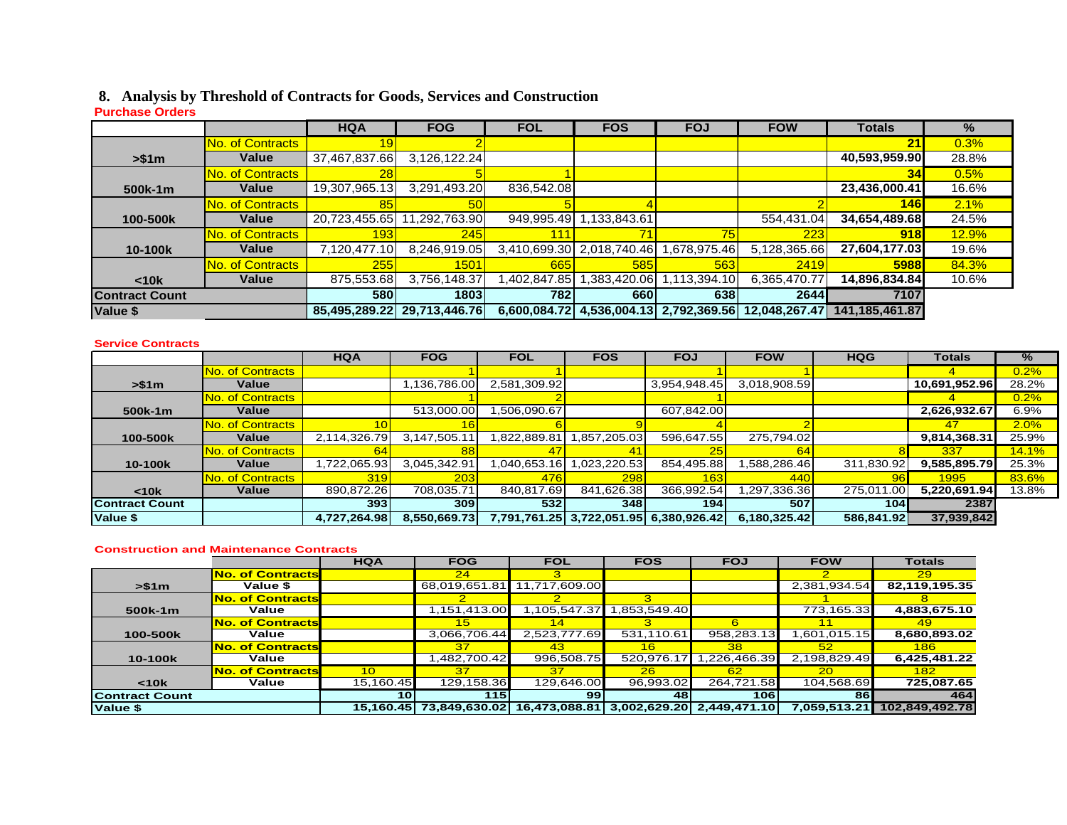## 8. Analysis by Threshold of Contracts for Goods, Services and Construction

**Purchase Orders**

| | | HQA | FOG | FOL | FOS | FOJ | FOW | Totals | % |
|---|---|---|---|---|---|---|---|---|---|
| >$1m | No. of Contracts | 19 | 2 | | | | | 21 | 0.3% |
| | Value | 37,467,837.66 | 3,126,122.24 | | | | | 40,593,959.90 | 28.8% |
| 500k-1m | No. of Contracts | 28 | 5 | 1 | | | | 34 | 0.5% |
| | Value | 19,307,965.13 | 3,291,493.20 | 836,542.08 | | | | 23,436,000.41 | 16.6% |
| 100-500k | No. of Contracts | 85 | 50 | 5 | 4 | | 2 | 146 | 2.1% |
| | Value | 20,723,455.65 | 11,292,763.90 | 949,995.49 | 1,133,843.61 | | 554,431.04 | 34,654,489.68 | 24.5% |
| 10-100k | No. of Contracts | 193 | 245 | 111 | 71 | 75 | 223 | 918 | 12.9% |
| | Value | 7,120,477.10 | 8,246,919.05 | 3,410,699.30 | 2,018,740.46 | 1,678,975.46 | 5,128,365.66 | 27,604,177.03 | 19.6% |
| <10k | No. of Contracts | 255 | 1501 | 665 | 585 | 563 | 2419 | 5988 | 84.3% |
| | Value | 875,553.68 | 3,756,148.37 | 1,402,847.85 | 1,383,420.06 | 1,113,394.10 | 6,365,470.77 | 14,896,834.84 | 10.6% |
| Contract Count | | 580 | 1803 | 782 | 660 | 638 | 2644 | 7107 | |
| Value $ | | 85,495,289.22 | 29,713,446.76 | 6,600,084.72 | 4,536,004.13 | 2,792,369.56 | 12,048,267.47 | 141,185,461.87 | |

**Service Contracts**

| | | HQA | FOG | FOL | FOS | FOJ | FOW | HQG | Totals | % |
|---|---|---|---|---|---|---|---|---|---|---|
| >$1m | No. of Contracts | | 1 | 1 | | 1 | 1 | | 4 | 0.2% |
| | Value | | 1,136,786.00 | 2,581,309.92 | | 3,954,948.45 | 3,018,908.59 | | 10,691,952.96 | 28.2% |
| 500k-1m | No. of Contracts | | 1 | 2 | | 1 | | | 4 | 0.2% |
| | Value | | 513,000.00 | 1,506,090.67 | | 607,842.00 | | | 2,626,932.67 | 6.9% |
| 100-500k | No. of Contracts | 10 | 16 | 6 | 9 | 4 | 2 | | 47 | 2.0% |
| | Value | 2,114,326.79 | 3,147,505.11 | 1,822,889.81 | 1,857,205.03 | 596,647.55 | 275,794.02 | | 9,814,368.31 | 25.9% |
| 10-100k | No. of Contracts | 64 | 88 | 47 | 41 | 25 | 64 | 8 | 337 | 14.1% |
| | Value | 1,722,065.93 | 3,045,342.91 | 1,040,653.16 | 1,023,220.53 | 854,495.88 | 1,588,286.46 | 311,830.92 | 9,585,895.79 | 25.3% |
| <10k | No. of Contracts | 319 | 203 | 476 | 298 | 163 | 440 | 96 | 1995 | 83.6% |
| | Value | 890,872.26 | 708,035.71 | 840,817.69 | 841,626.38 | 366,992.54 | 1,297,336.36 | 275,011.00 | 5,220,691.94 | 13.8% |
| Contract Count | | 393 | 309 | 532 | 348 | 194 | 507 | 104 | 2387 | |
| Value $ | | 4,727,264.98 | 8,550,669.73 | 7,791,761.25 | 3,722,051.95 | 6,380,926.42 | 6,180,325.42 | 586,841.92 | 37,939,842 | |

**Construction and Maintenance Contracts**

| | | HQA | FOG | FOL | FOS | FOJ | FOW | Totals |
|---|---|---|---|---|---|---|---|---|
| >$1m | **No. of Contracts** | | 24 | 3 | | | 2 | 29 |
| | Value $ | | 68,019,651.81 | 11,717,609.00 | | | 2,381,934.54 | 82,119,195.35 |
| 500k-1m | **No. of Contracts** | | 2 | 2 | 3 | | 1 | 8 |
| | Value | | 1,151,413.00 | 1,105,547.37 | 1,853,549.40 | | 773,165.33 | 4,883,675.10 |
| 100-500k | **No. of Contracts** | | 15 | 14 | 3 | 6 | 11 | 49 |
| | Value | | 3,066,706.44 | 2,523,777.69 | 531,110.61 | 958,283.13 | 1,601,015.15 | 8,680,893.02 |
| 10-100k | **No. of Contracts** | | 37 | 43 | 16 | 38 | 52 | 186 |
| | Value | | 1,482,700.42 | 996,508.75 | 520,976.17 | 1,226,466.39 | 2,198,829.49 | 6,425,481.22 |
| <10k | **No. of Contracts** | 10 | 37 | 37 | 26 | 62 | 20 | 182 |
| | Value | 15,160.45 | 129,158.36 | 129,646.00 | 96,993.02 | 264,721.58 | 104,568.69 | 725,087.65 |
| Contract Count | | 10 | 115 | 99 | 48 | 106 | 86 | 464 |
| Value $ | | 15,160.45 | 73,849,630.02 | 16,473,088.81 | 3,002,629.20 | 2,449,471.10 | 7,059,513.21 | 102,849,492.78 |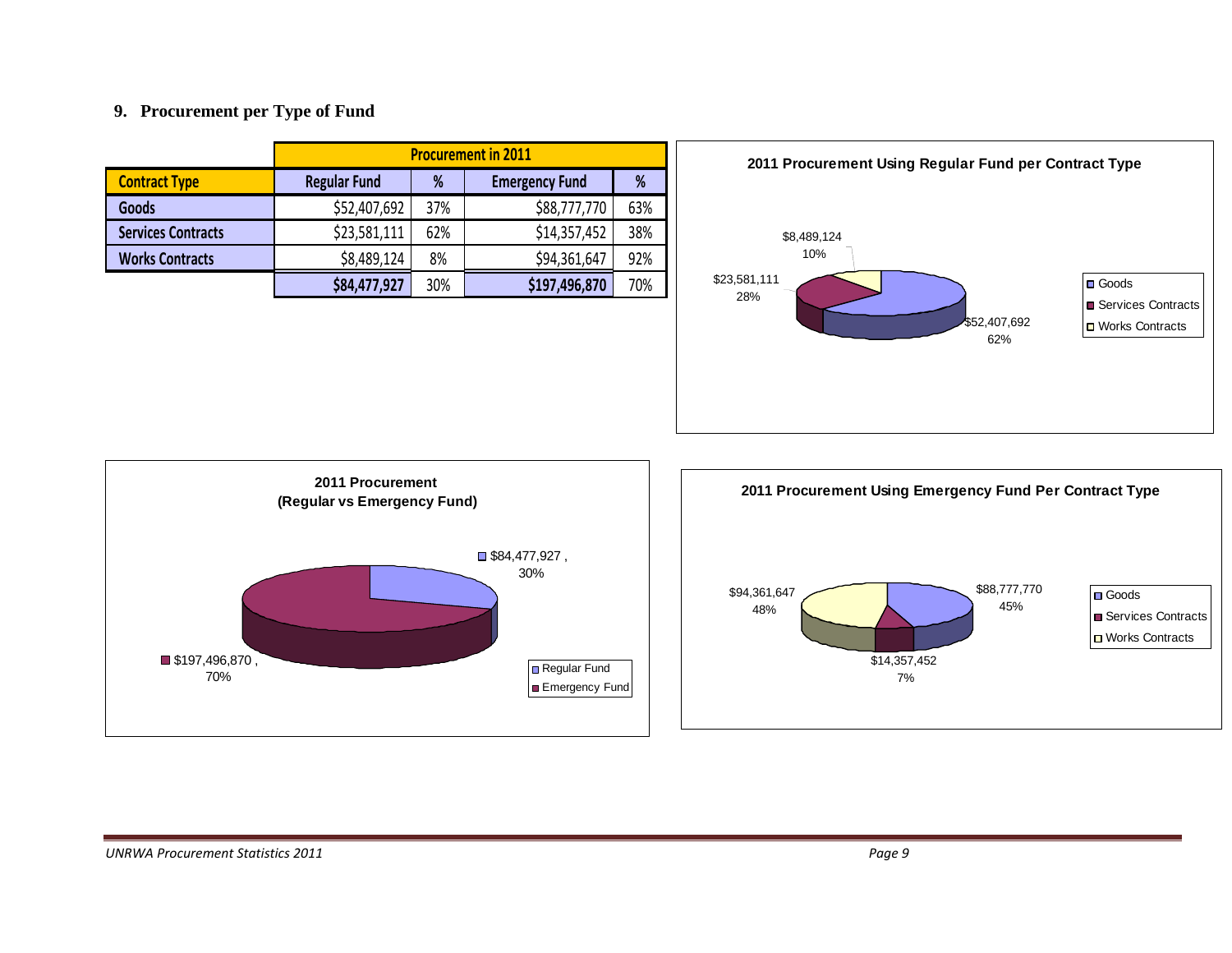## 9. Procurement per Type of Fund

| | Procurement in 2011 | | | |
|---|---|---|---|---|
| **Contract Type** | **Regular Fund** | **%** | **Emergency Fund** | **%** |
| **Goods** | $52,407,692 | 37% | $88,777,770 | 63% |
| **Services Contracts** | $23,581,111 | 62% | $14,357,452 | 38% |
| **Works Contracts** | $8,489,124 | 8% | $94,361,647 | 92% |
| | **$84,477,927** | 30% | **$197,496,870** | 70% |

**2011 Procurement Using Regular Fund per Contract Type**

- Goods: $52,407,692 (62%)
- Services Contracts: $23,581,111 (28%)
- Works Contracts: $8,489,124 (10%)

**2011 Procurement (Regular vs Emergency Fund)**

- Regular Fund: $84,477,927, 30%
- Emergency Fund: $197,496,870, 70%

**2011 Procurement Using Emergency Fund Per Contract Type**

- Goods: $88,777,770 (45%)
- Services Contracts: $14,357,452 (7%)
- Works Contracts: $94,361,647 (48%)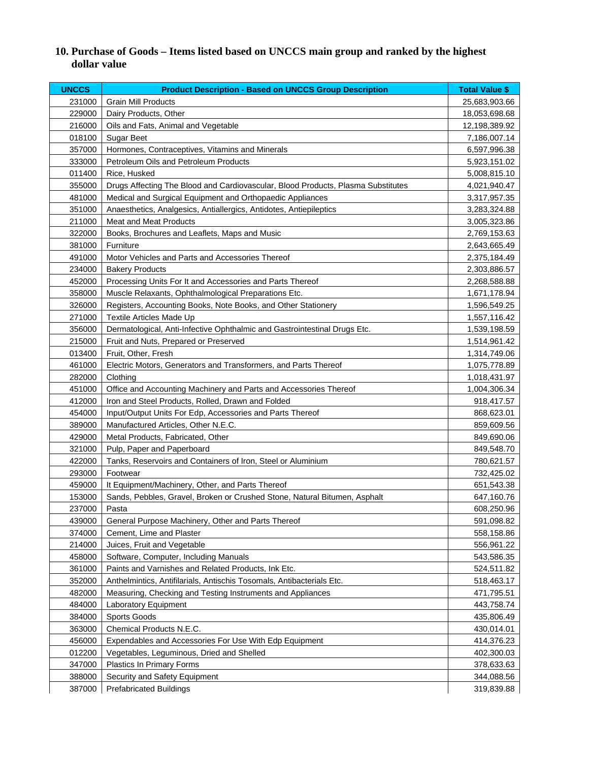## 10. Purchase of Goods – Items listed based on UNCCS main group and ranked by the highest dollar value

| UNCCS | Product Description - Based on UNCCS Group Description | Total Value $ |
|---|---|---|
| 231000 | Grain Mill Products | 25,683,903.66 |
| 229000 | Dairy Products, Other | 18,053,698.68 |
| 216000 | Oils and Fats, Animal and Vegetable | 12,198,389.92 |
| 018100 | Sugar Beet | 7,186,007.14 |
| 357000 | Hormones, Contraceptives, Vitamins and Minerals | 6,597,996.38 |
| 333000 | Petroleum Oils and Petroleum Products | 5,923,151.02 |
| 011400 | Rice, Husked | 5,008,815.10 |
| 355000 | Drugs Affecting The Blood and Cardiovascular, Blood Products, Plasma Substitutes | 4,021,940.47 |
| 481000 | Medical and Surgical Equipment and Orthopaedic Appliances | 3,317,957.35 |
| 351000 | Anaesthetics, Analgesics, Antiallergics, Antidotes, Antiepileptics | 3,283,324.88 |
| 211000 | Meat and Meat Products | 3,005,323.86 |
| 322000 | Books, Brochures and Leaflets, Maps and Music | 2,769,153.63 |
| 381000 | Furniture | 2,643,665.49 |
| 491000 | Motor Vehicles and Parts and Accessories Thereof | 2,375,184.49 |
| 234000 | Bakery Products | 2,303,886.57 |
| 452000 | Processing Units For It and Accessories and Parts Thereof | 2,268,588.88 |
| 358000 | Muscle Relaxants, Ophthalmological Preparations Etc. | 1,671,178.94 |
| 326000 | Registers, Accounting Books, Note Books, and Other Stationery | 1,596,549.25 |
| 271000 | Textile Articles Made Up | 1,557,116.42 |
| 356000 | Dermatological, Anti-Infective Ophthalmic and Gastrointestinal Drugs Etc. | 1,539,198.59 |
| 215000 | Fruit and Nuts, Prepared or Preserved | 1,514,961.42 |
| 013400 | Fruit, Other, Fresh | 1,314,749.06 |
| 461000 | Electric Motors, Generators and Transformers, and Parts Thereof | 1,075,778.89 |
| 282000 | Clothing | 1,018,431.97 |
| 451000 | Office and Accounting Machinery and Parts and Accessories Thereof | 1,004,306.34 |
| 412000 | Iron and Steel Products, Rolled, Drawn and Folded | 918,417.57 |
| 454000 | Input/Output Units For Edp, Accessories and Parts Thereof | 868,623.01 |
| 389000 | Manufactured Articles, Other N.E.C. | 859,609.56 |
| 429000 | Metal Products, Fabricated, Other | 849,690.06 |
| 321000 | Pulp, Paper and Paperboard | 849,548.70 |
| 422000 | Tanks, Reservoirs and Containers of Iron, Steel or Aluminium | 780,621.57 |
| 293000 | Footwear | 732,425.02 |
| 459000 | It Equipment/Machinery, Other, and Parts Thereof | 651,543.38 |
| 153000 | Sands, Pebbles, Gravel, Broken or Crushed Stone, Natural Bitumen, Asphalt | 647,160.76 |
| 237000 | Pasta | 608,250.96 |
| 439000 | General Purpose Machinery, Other and Parts Thereof | 591,098.82 |
| 374000 | Cement, Lime and Plaster | 558,158.86 |
| 214000 | Juices, Fruit and Vegetable | 556,961.22 |
| 458000 | Software, Computer, Including Manuals | 543,586.35 |
| 361000 | Paints and Varnishes and Related Products, Ink Etc. | 524,511.82 |
| 352000 | Anthelmintics, Antifilarials, Antischis Tosomals, Antibacterials Etc. | 518,463.17 |
| 482000 | Measuring, Checking and Testing Instruments and Appliances | 471,795.51 |
| 484000 | Laboratory Equipment | 443,758.74 |
| 384000 | Sports Goods | 435,806.49 |
| 363000 | Chemical Products N.E.C. | 430,014.01 |
| 456000 | Expendables and Accessories For Use With Edp Equipment | 414,376.23 |
| 012200 | Vegetables, Leguminous, Dried and Shelled | 402,300.03 |
| 347000 | Plastics In Primary Forms | 378,633.63 |
| 388000 | Security and Safety Equipment | 344,088.56 |
| 387000 | Prefabricated Buildings | 319,839.88 |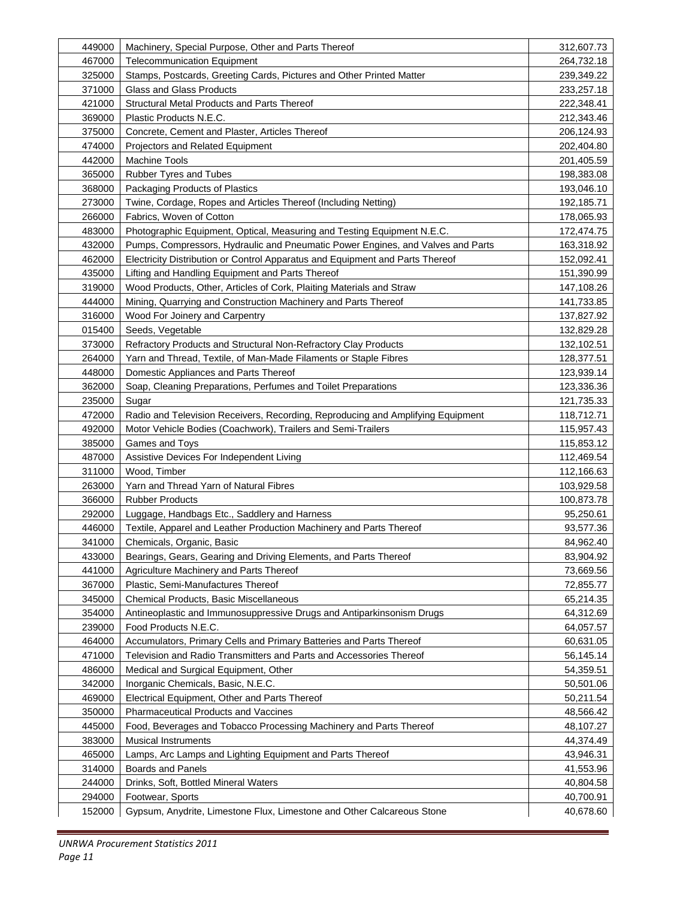| | | |
|---|---|---|
| 449000 | Machinery, Special Purpose, Other and Parts Thereof | 312,607.73 |
| 467000 | Telecommunication Equipment | 264,732.18 |
| 325000 | Stamps, Postcards, Greeting Cards, Pictures and Other Printed Matter | 239,349.22 |
| 371000 | Glass and Glass Products | 233,257.18 |
| 421000 | Structural Metal Products and Parts Thereof | 222,348.41 |
| 369000 | Plastic Products N.E.C. | 212,343.46 |
| 375000 | Concrete, Cement and Plaster, Articles Thereof | 206,124.93 |
| 474000 | Projectors and Related Equipment | 202,404.80 |
| 442000 | Machine Tools | 201,405.59 |
| 365000 | Rubber Tyres and Tubes | 198,383.08 |
| 368000 | Packaging Products of Plastics | 193,046.10 |
| 273000 | Twine, Cordage, Ropes and Articles Thereof (Including Netting) | 192,185.71 |
| 266000 | Fabrics, Woven of Cotton | 178,065.93 |
| 483000 | Photographic Equipment, Optical, Measuring and Testing Equipment N.E.C. | 172,474.75 |
| 432000 | Pumps, Compressors, Hydraulic and Pneumatic Power Engines, and Valves and Parts | 163,318.92 |
| 462000 | Electricity Distribution or Control Apparatus and Equipment and Parts Thereof | 152,092.41 |
| 435000 | Lifting and Handling Equipment and Parts Thereof | 151,390.99 |
| 319000 | Wood Products, Other, Articles of Cork, Plaiting Materials and Straw | 147,108.26 |
| 444000 | Mining, Quarrying and Construction Machinery and Parts Thereof | 141,733.85 |
| 316000 | Wood For Joinery and Carpentry | 137,827.92 |
| 015400 | Seeds, Vegetable | 132,829.28 |
| 373000 | Refractory Products and Structural Non-Refractory Clay Products | 132,102.51 |
| 264000 | Yarn and Thread, Textile, of Man-Made Filaments or Staple Fibres | 128,377.51 |
| 448000 | Domestic Appliances and Parts Thereof | 123,939.14 |
| 362000 | Soap, Cleaning Preparations, Perfumes and Toilet Preparations | 123,336.36 |
| 235000 | Sugar | 121,735.33 |
| 472000 | Radio and Television Receivers, Recording, Reproducing and Amplifying Equipment | 118,712.71 |
| 492000 | Motor Vehicle Bodies (Coachwork), Trailers and Semi-Trailers | 115,957.43 |
| 385000 | Games and Toys | 115,853.12 |
| 487000 | Assistive Devices For Independent Living | 112,469.54 |
| 311000 | Wood, Timber | 112,166.63 |
| 263000 | Yarn and Thread Yarn of Natural Fibres | 103,929.58 |
| 366000 | Rubber Products | 100,873.78 |
| 292000 | Luggage, Handbags Etc., Saddlery and Harness | 95,250.61 |
| 446000 | Textile, Apparel and Leather Production Machinery and Parts Thereof | 93,577.36 |
| 341000 | Chemicals, Organic, Basic | 84,962.40 |
| 433000 | Bearings, Gears, Gearing and Driving Elements, and Parts Thereof | 83,904.92 |
| 441000 | Agriculture Machinery and Parts Thereof | 73,669.56 |
| 367000 | Plastic, Semi-Manufactures Thereof | 72,855.77 |
| 345000 | Chemical Products, Basic Miscellaneous | 65,214.35 |
| 354000 | Antineoplastic and Immunosuppressive Drugs and Antiparkinsonism Drugs | 64,312.69 |
| 239000 | Food Products N.E.C. | 64,057.57 |
| 464000 | Accumulators, Primary Cells and Primary Batteries and Parts Thereof | 60,631.05 |
| 471000 | Television and Radio Transmitters and Parts and Accessories Thereof | 56,145.14 |
| 486000 | Medical and Surgical Equipment, Other | 54,359.51 |
| 342000 | Inorganic Chemicals, Basic, N.E.C. | 50,501.06 |
| 469000 | Electrical Equipment, Other and Parts Thereof | 50,211.54 |
| 350000 | Pharmaceutical Products and Vaccines | 48,566.42 |
| 445000 | Food, Beverages and Tobacco Processing Machinery and Parts Thereof | 48,107.27 |
| 383000 | Musical Instruments | 44,374.49 |
| 465000 | Lamps, Arc Lamps and Lighting Equipment and Parts Thereof | 43,946.31 |
| 314000 | Boards and Panels | 41,553.96 |
| 244000 | Drinks, Soft, Bottled Mineral Waters | 40,804.58 |
| 294000 | Footwear, Sports | 40,700.91 |
| 152000 | Gypsum, Anydrite, Limestone Flux, Limestone and Other Calcareous Stone | 40,678.60 |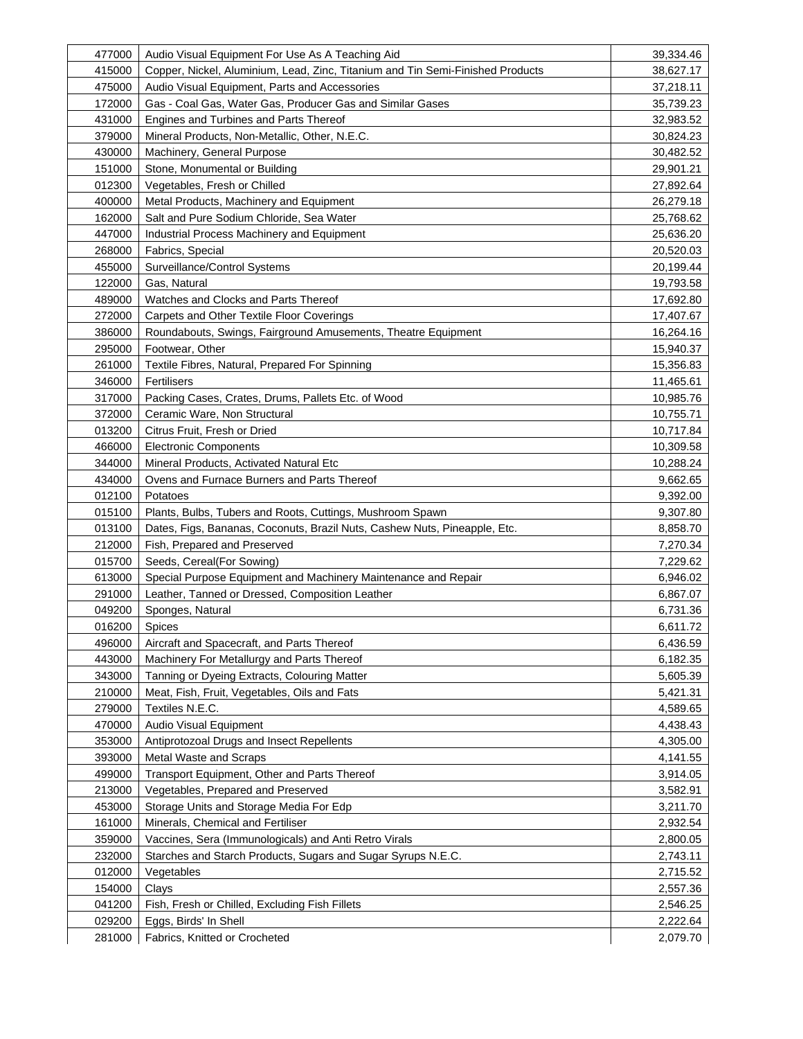| | | |
|---|---|---|
| 477000 | Audio Visual Equipment For Use As A Teaching Aid | 39,334.46 |
| 415000 | Copper, Nickel, Aluminium, Lead, Zinc, Titanium and Tin Semi-Finished Products | 38,627.17 |
| 475000 | Audio Visual Equipment, Parts and Accessories | 37,218.11 |
| 172000 | Gas - Coal Gas, Water Gas, Producer Gas and Similar Gases | 35,739.23 |
| 431000 | Engines and Turbines and Parts Thereof | 32,983.52 |
| 379000 | Mineral Products, Non-Metallic, Other, N.E.C. | 30,824.23 |
| 430000 | Machinery, General Purpose | 30,482.52 |
| 151000 | Stone, Monumental or Building | 29,901.21 |
| 012300 | Vegetables, Fresh or Chilled | 27,892.64 |
| 400000 | Metal Products, Machinery and Equipment | 26,279.18 |
| 162000 | Salt and Pure Sodium Chloride, Sea Water | 25,768.62 |
| 447000 | Industrial Process Machinery and Equipment | 25,636.20 |
| 268000 | Fabrics, Special | 20,520.03 |
| 455000 | Surveillance/Control Systems | 20,199.44 |
| 122000 | Gas, Natural | 19,793.58 |
| 489000 | Watches and Clocks and Parts Thereof | 17,692.80 |
| 272000 | Carpets and Other Textile Floor Coverings | 17,407.67 |
| 386000 | Roundabouts, Swings, Fairground Amusements, Theatre Equipment | 16,264.16 |
| 295000 | Footwear, Other | 15,940.37 |
| 261000 | Textile Fibres, Natural, Prepared For Spinning | 15,356.83 |
| 346000 | Fertilisers | 11,465.61 |
| 317000 | Packing Cases, Crates, Drums, Pallets Etc. of Wood | 10,985.76 |
| 372000 | Ceramic Ware, Non Structural | 10,755.71 |
| 013200 | Citrus Fruit, Fresh or Dried | 10,717.84 |
| 466000 | Electronic Components | 10,309.58 |
| 344000 | Mineral Products, Activated Natural Etc | 10,288.24 |
| 434000 | Ovens and Furnace Burners and Parts Thereof | 9,662.65 |
| 012100 | Potatoes | 9,392.00 |
| 015100 | Plants, Bulbs, Tubers and Roots, Cuttings, Mushroom Spawn | 9,307.80 |
| 013100 | Dates, Figs, Bananas, Coconuts, Brazil Nuts, Cashew Nuts, Pineapple, Etc. | 8,858.70 |
| 212000 | Fish, Prepared and Preserved | 7,270.34 |
| 015700 | Seeds, Cereal(For Sowing) | 7,229.62 |
| 613000 | Special Purpose Equipment and Machinery Maintenance and Repair | 6,946.02 |
| 291000 | Leather, Tanned or Dressed, Composition Leather | 6,867.07 |
| 049200 | Sponges, Natural | 6,731.36 |
| 016200 | Spices | 6,611.72 |
| 496000 | Aircraft and Spacecraft, and Parts Thereof | 6,436.59 |
| 443000 | Machinery For Metallurgy and Parts Thereof | 6,182.35 |
| 343000 | Tanning or Dyeing Extracts, Colouring Matter | 5,605.39 |
| 210000 | Meat, Fish, Fruit, Vegetables, Oils and Fats | 5,421.31 |
| 279000 | Textiles N.E.C. | 4,589.65 |
| 470000 | Audio Visual Equipment | 4,438.43 |
| 353000 | Antiprotozoal Drugs and Insect Repellents | 4,305.00 |
| 393000 | Metal Waste and Scraps | 4,141.55 |
| 499000 | Transport Equipment, Other and Parts Thereof | 3,914.05 |
| 213000 | Vegetables, Prepared and Preserved | 3,582.91 |
| 453000 | Storage Units and Storage Media For Edp | 3,211.70 |
| 161000 | Minerals, Chemical and Fertiliser | 2,932.54 |
| 359000 | Vaccines, Sera (Immunologicals) and Anti Retro Virals | 2,800.05 |
| 232000 | Starches and Starch Products, Sugars and Sugar Syrups N.E.C. | 2,743.11 |
| 012000 | Vegetables | 2,715.52 |
| 154000 | Clays | 2,557.36 |
| 041200 | Fish, Fresh or Chilled, Excluding Fish Fillets | 2,546.25 |
| 029200 | Eggs, Birds' In Shell | 2,222.64 |
| 281000 | Fabrics, Knitted or Crocheted | 2,079.70 |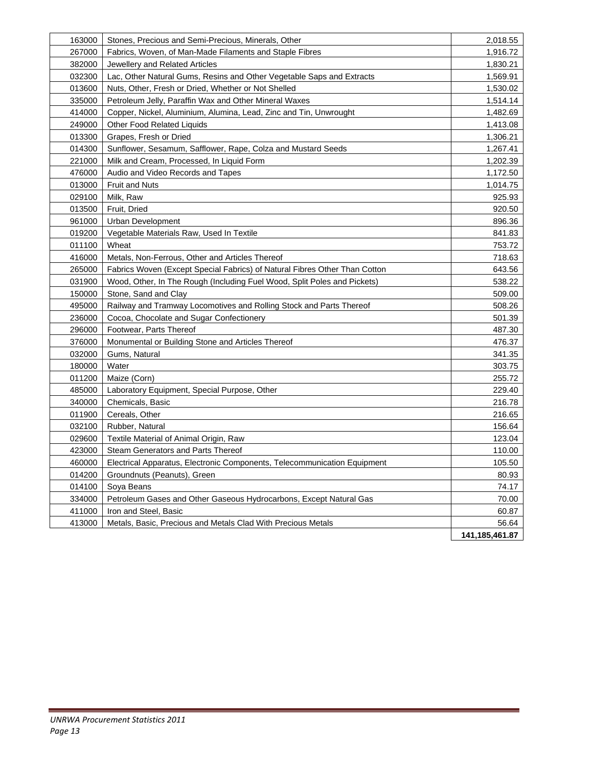| | | |
|---|---|---|
| 163000 | Stones, Precious and Semi-Precious, Minerals, Other | 2,018.55 |
| 267000 | Fabrics, Woven, of Man-Made Filaments and Staple Fibres | 1,916.72 |
| 382000 | Jewellery and Related Articles | 1,830.21 |
| 032300 | Lac, Other Natural Gums, Resins and Other Vegetable Saps and Extracts | 1,569.91 |
| 013600 | Nuts, Other, Fresh or Dried, Whether or Not Shelled | 1,530.02 |
| 335000 | Petroleum Jelly, Paraffin Wax and Other Mineral Waxes | 1,514.14 |
| 414000 | Copper, Nickel, Aluminium, Alumina, Lead, Zinc and Tin, Unwrought | 1,482.69 |
| 249000 | Other Food Related Liquids | 1,413.08 |
| 013300 | Grapes, Fresh or Dried | 1,306.21 |
| 014300 | Sunflower, Sesamum, Safflower, Rape, Colza and Mustard Seeds | 1,267.41 |
| 221000 | Milk and Cream, Processed, In Liquid Form | 1,202.39 |
| 476000 | Audio and Video Records and Tapes | 1,172.50 |
| 013000 | Fruit and Nuts | 1,014.75 |
| 029100 | Milk, Raw | 925.93 |
| 013500 | Fruit, Dried | 920.50 |
| 961000 | Urban Development | 896.36 |
| 019200 | Vegetable Materials Raw, Used In Textile | 841.83 |
| 011100 | Wheat | 753.72 |
| 416000 | Metals, Non-Ferrous, Other and Articles Thereof | 718.63 |
| 265000 | Fabrics Woven (Except Special Fabrics) of Natural Fibres Other Than Cotton | 643.56 |
| 031900 | Wood, Other, In The Rough (Including Fuel Wood, Split Poles and Pickets) | 538.22 |
| 150000 | Stone, Sand and Clay | 509.00 |
| 495000 | Railway and Tramway Locomotives and Rolling Stock and Parts Thereof | 508.26 |
| 236000 | Cocoa, Chocolate and Sugar Confectionery | 501.39 |
| 296000 | Footwear, Parts Thereof | 487.30 |
| 376000 | Monumental or Building Stone and Articles Thereof | 476.37 |
| 032000 | Gums, Natural | 341.35 |
| 180000 | Water | 303.75 |
| 011200 | Maize (Corn) | 255.72 |
| 485000 | Laboratory Equipment, Special Purpose, Other | 229.40 |
| 340000 | Chemicals, Basic | 216.78 |
| 011900 | Cereals, Other | 216.65 |
| 032100 | Rubber, Natural | 156.64 |
| 029600 | Textile Material of Animal Origin, Raw | 123.04 |
| 423000 | Steam Generators and Parts Thereof | 110.00 |
| 460000 | Electrical Apparatus, Electronic Components, Telecommunication Equipment | 105.50 |
| 014200 | Groundnuts (Peanuts), Green | 80.93 |
| 014100 | Soya Beans | 74.17 |
| 334000 | Petroleum Gases and Other Gaseous Hydrocarbons, Except Natural Gas | 70.00 |
| 411000 | Iron and Steel, Basic | 60.87 |
| 413000 | Metals, Basic, Precious and Metals Clad With Precious Metals | 56.64 |
| | | **141,185,461.87** |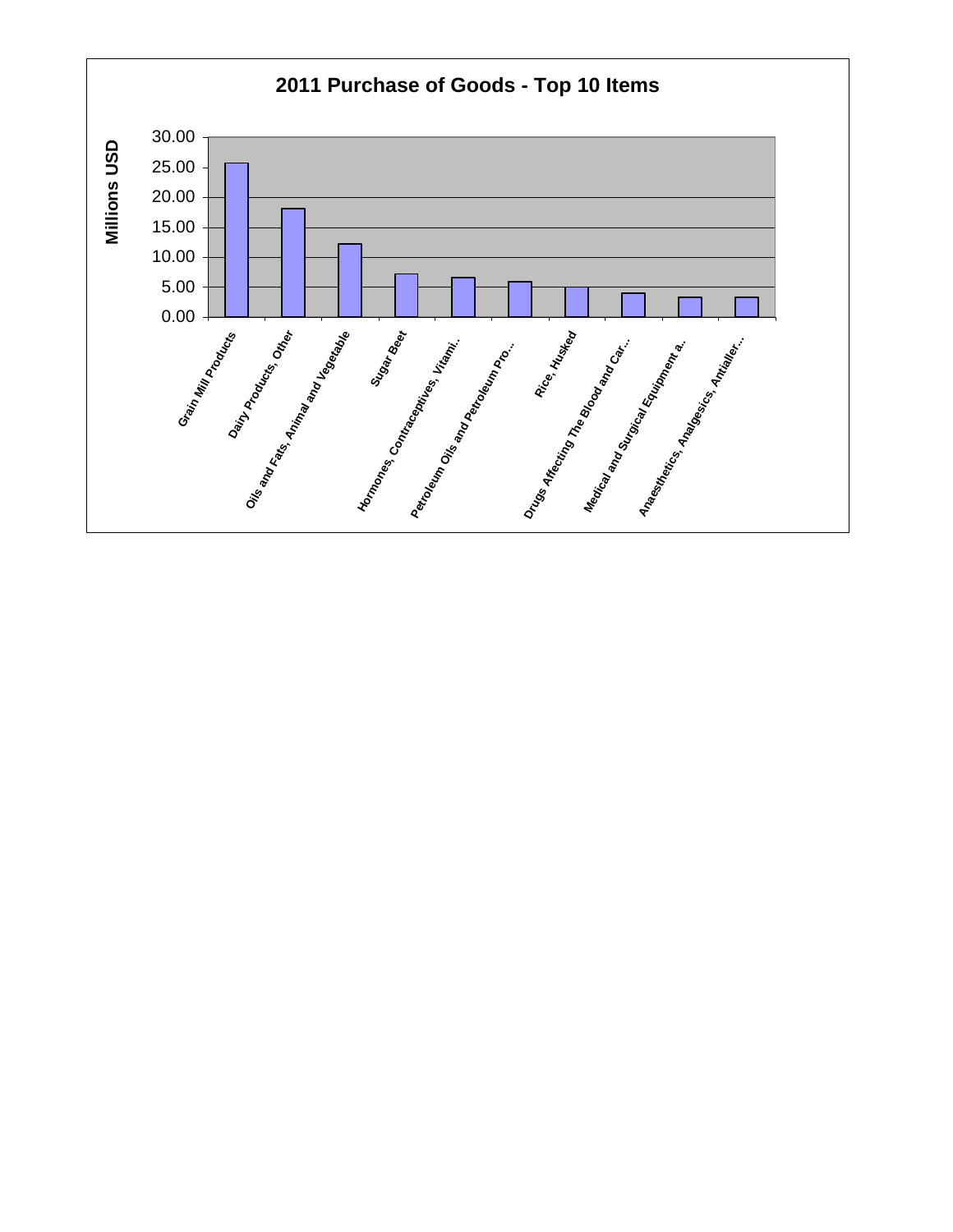## 2011 Purchase of Goods - Top 10 Items

| Item | Millions USD |
|---|---|
| Grain Mill Products | 25.7 |
| Dairy Products, Other | 18.1 |
| Oils and Fats, Animal and Vegetable | 12.2 |
| Sugar Beet | 7.2 |
| Hormones, Contraceptives, Vitami... | 6.6 |
| Petroleum Oils and Petroleum Pro... | 5.9 |
| Rice, Husked | 5.0 |
| Drugs Affecting The Blood and Car... | 4.0 |
| Medical and Surgical Equipment a.. | 3.3 |
| Anaesthetics, Analgesics, Antialler... | 3.3 |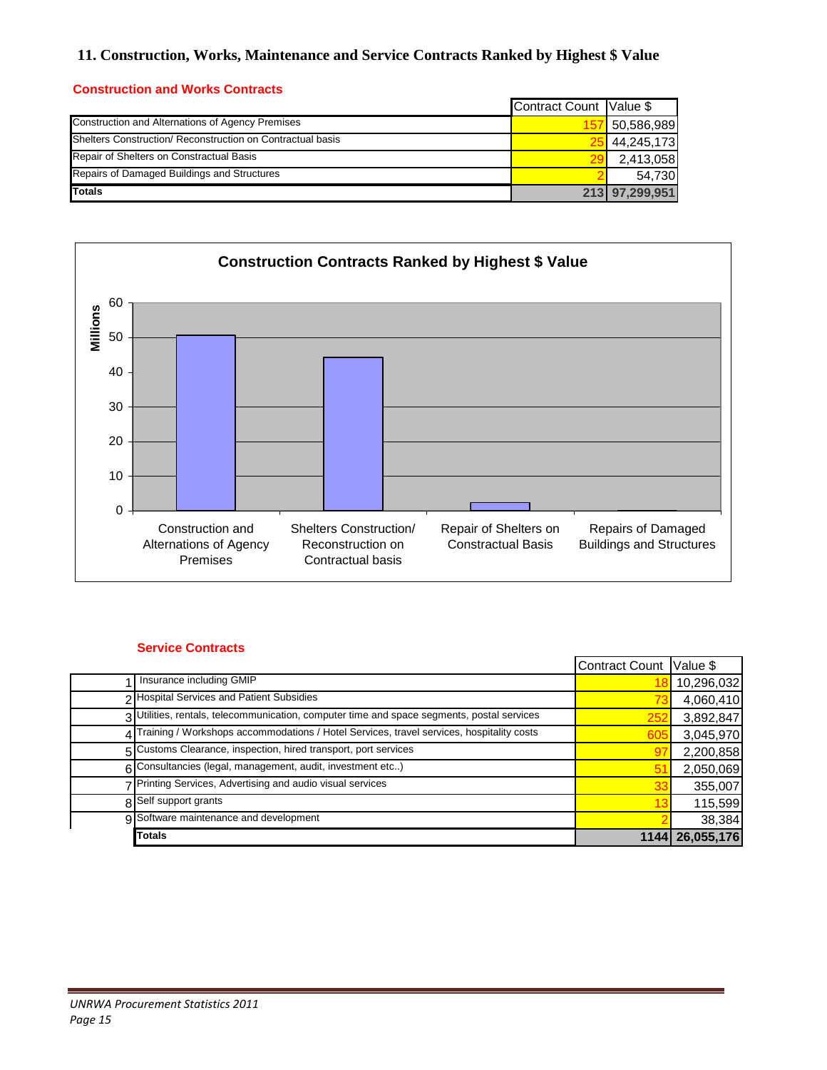# 11. Construction, Works, Maintenance and Service Contracts Ranked by Highest $ Value

### Construction and Works Contracts

| | Contract Count | Value $ |
|---|---|---|
| Construction and Alternations of Agency Premises | 157 | 50,586,989 |
| Shelters Construction/ Reconstruction on Contractual basis | 25 | 44,245,173 |
| Repair of Shelters on Constractual Basis | 29 | 2,413,058 |
| Repairs of Damaged Buildings and Structures | 2 | 54,730 |
| **Totals** | **213** | **97,299,951** |

**Construction Contracts Ranked by Highest $ Value**

Millions

60
50
40
30
20
10
0

Construction and Alternations of Agency Premises | Shelters Construction/ Reconstruction on Contractual basis | Repair of Shelters on Constractual Basis | Repairs of Damaged Buildings and Structures

### Service Contracts

| | | Contract Count | Value $ |
|---|---|---|---|
| 1 | Insurance including GMIP | 18 | 10,296,032 |
| 2 | Hospital Services and Patient Subsidies | 73 | 4,060,410 |
| 3 | Utilities, rentals, telecommunication, computer time and space segments, postal services | 252 | 3,892,847 |
| 4 | Training / Workshops accommodations / Hotel Services, travel services, hospitality costs | 605 | 3,045,970 |
| 5 | Customs Clearance, inspection, hired transport, port services | 97 | 2,200,858 |
| 6 | Consultancies (legal, management, audit, investment etc..) | 51 | 2,050,069 |
| 7 | Printing Services, Advertising and audio visual services | 33 | 355,007 |
| 8 | Self support grants | 13 | 115,599 |
| 9 | Software maintenance and development | 2 | 38,384 |
| | **Totals** | **1144** | **26,055,176** |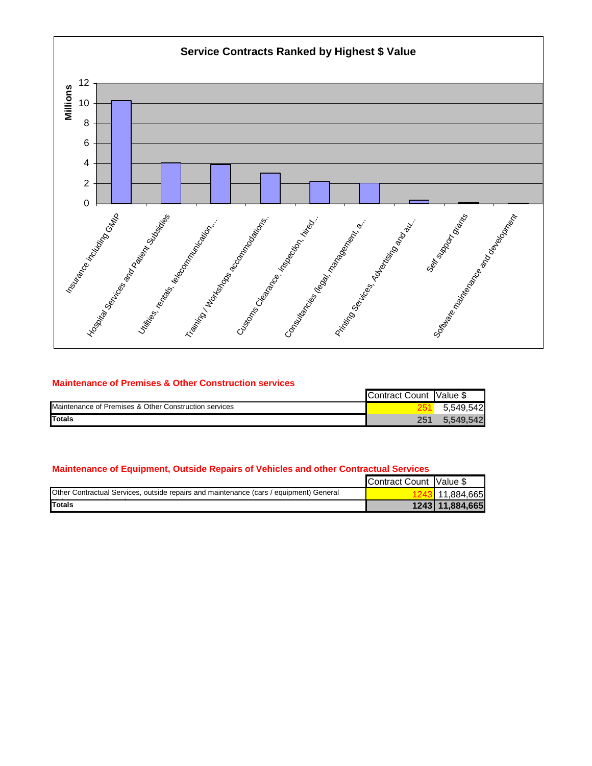Service Contracts Ranked by Highest $ Value

Millions

12
10
8
6
4
2
0

Insurance including GMIP
Hospital Services and Patient Subsidies
Utilities, rentals, telecommunication,...
Training / Workshops accommodations..
Customs Clearance, inspection, hired...
Consultancies (legal, management, a...
Printing Services, Advertising and au...
Self support grants
Software maintenance and development

### Maintenance of Premises & Other Construction services

| | Contract Count | Value $ |
|---|---|---|
| Maintenance of Premises & Other Construction services | 251 | 5,549,542 |
| **Totals** | **251** | **5,549,542** |

### Maintenance of Equipment, Outside Repairs of Vehicles and other Contractual Services

| | Contract Count | Value $ |
|---|---|---|
| Other Contractual Services, outside repairs and maintenance (cars / equipment) General | 1243 | 11,884,665 |
| **Totals** | **1243** | **11,884,665** |